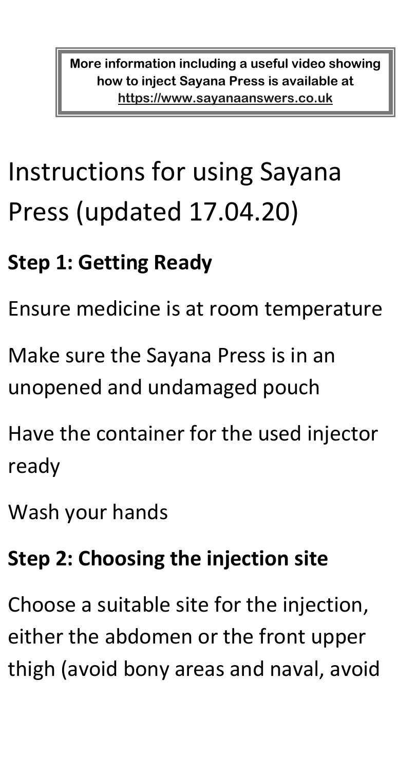More information including a useful video showing how to inject Sayana Press is available at https://www.sayanaanswers.co.uk

# Instructions for using Sayana Press (updated 17.04.20)

## Step 1: Getting Ready

Ensure medicine is at room temperature

Make sure the Sayana Press is in an unopened and undamaged pouch

Have the container for the used injector ready

Wash your hands

## Step 2: Choosing the injection site

Choose a suitable site for the injection, either the abdomen or the front upper thigh (avoid bony areas and naval, avoid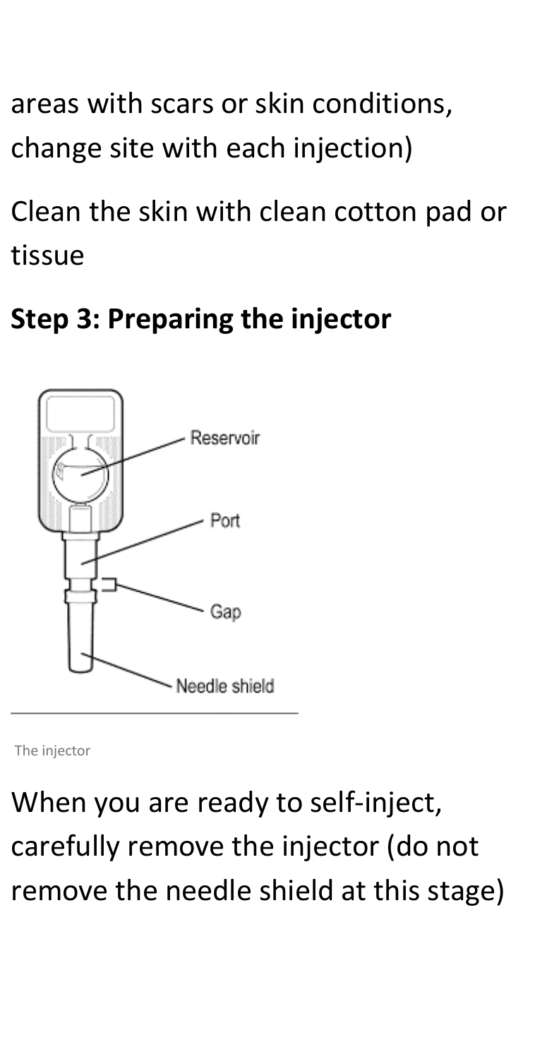areas with scars or skin conditions, change site with each injection)

Clean the skin with clean cotton pad or tissue

**Step 3: Preparing the injector**

Reservoir

Port

Gap

Needle shield

The injector

When you are ready to self-inject, carefully remove the injector (do not remove the needle shield at this stage)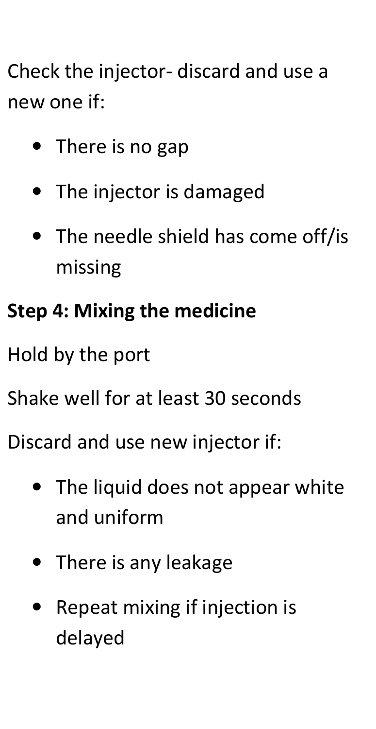Check the injector- discard and use a new one if:

- There is no gap
- The injector is damaged
- The needle shield has come off/is missing

**Step 4: Mixing the medicine**

Hold by the port

Shake well for at least 30 seconds

Discard and use new injector if:

- The liquid does not appear white and uniform
- There is any leakage
- Repeat mixing if injection is delayed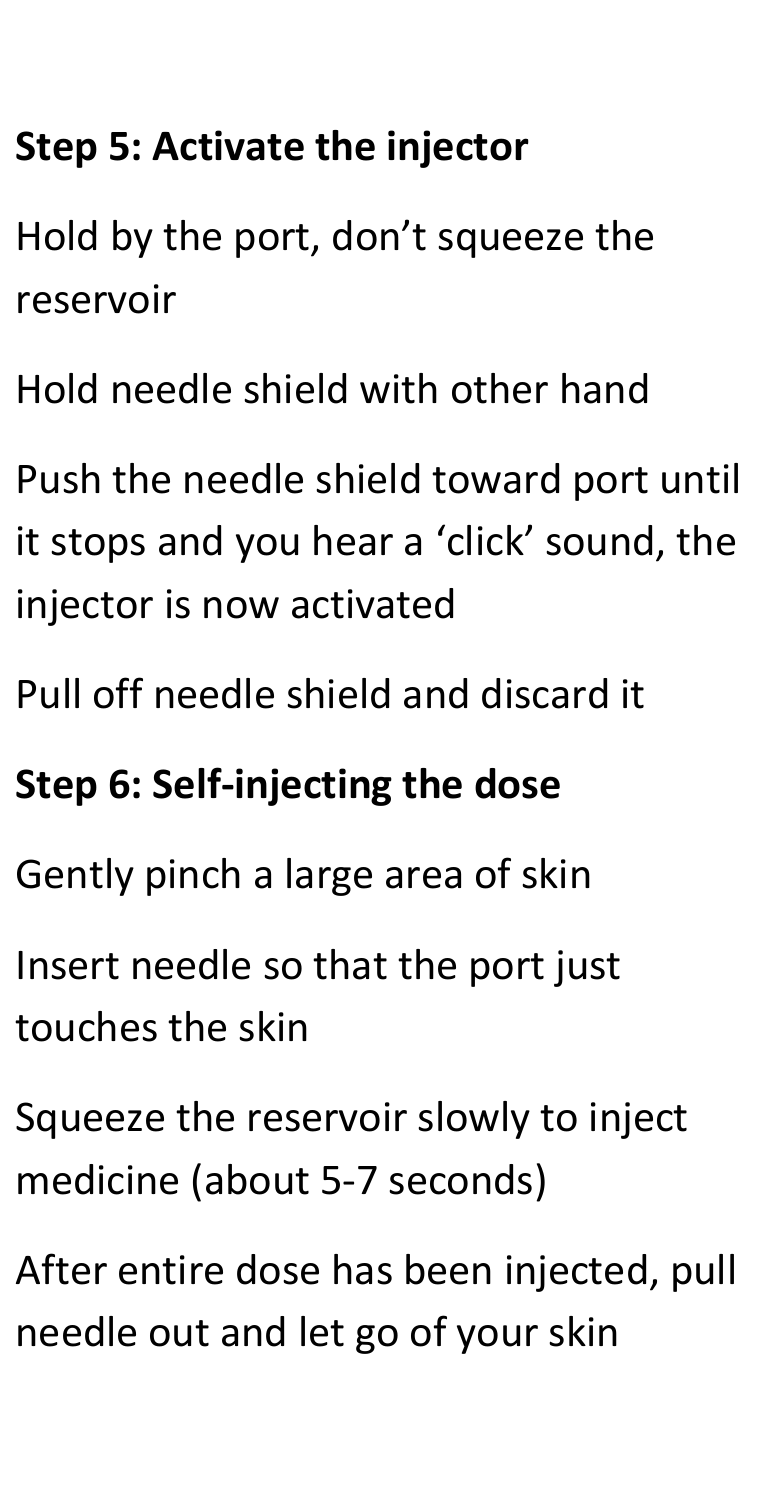**Step 5: Activate the injector**

Hold by the port, don’t squeeze the reservoir

Hold needle shield with other hand

Push the needle shield toward port until it stops and you hear a ‘click’ sound, the injector is now activated

Pull off needle shield and discard it

**Step 6: Self-injecting the dose**

Gently pinch a large area of skin

Insert needle so that the port just touches the skin

Squeeze the reservoir slowly to inject medicine (about 5-7 seconds)

After entire dose has been injected, pull needle out and let go of your skin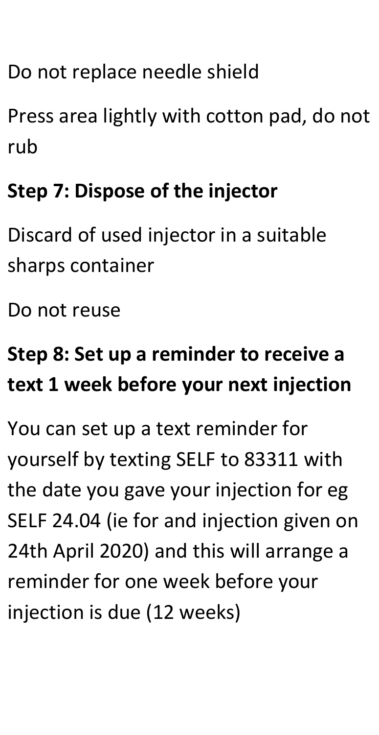Do not replace needle shield

Press area lightly with cotton pad, do not rub

**Step 7: Dispose of the injector**

Discard of used injector in a suitable sharps container

Do not reuse

**Step 8: Set up a reminder to receive a text 1 week before your next injection**

You can set up a text reminder for yourself by texting SELF to 83311 with the date you gave your injection for eg SELF 24.04 (ie for and injection given on 24th April 2020) and this will arrange a reminder for one week before your injection is due (12 weeks)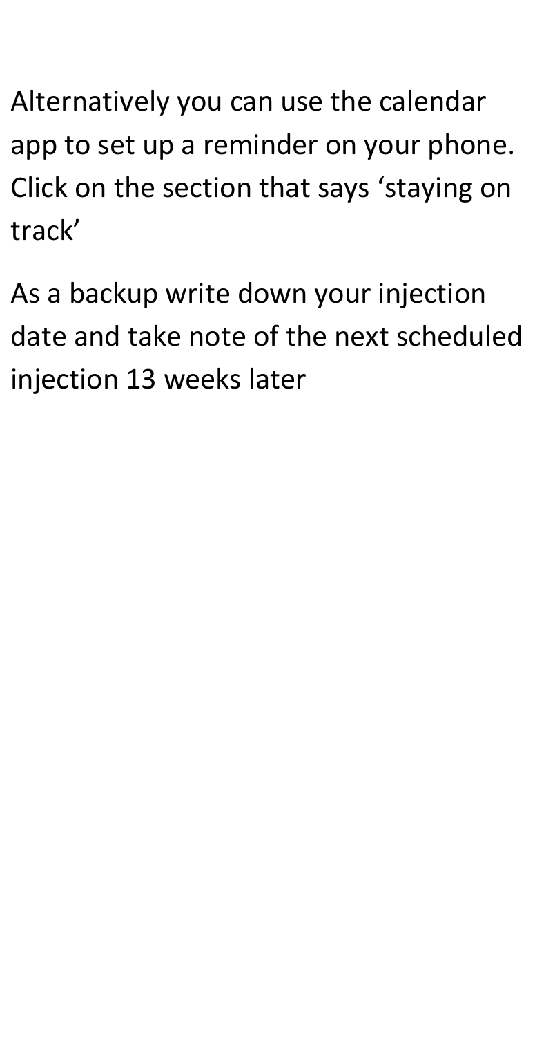Alternatively you can use the calendar app to set up a reminder on your phone. Click on the section that says 'staying on track'

As a backup write down your injection date and take note of the next scheduled injection 13 weeks later